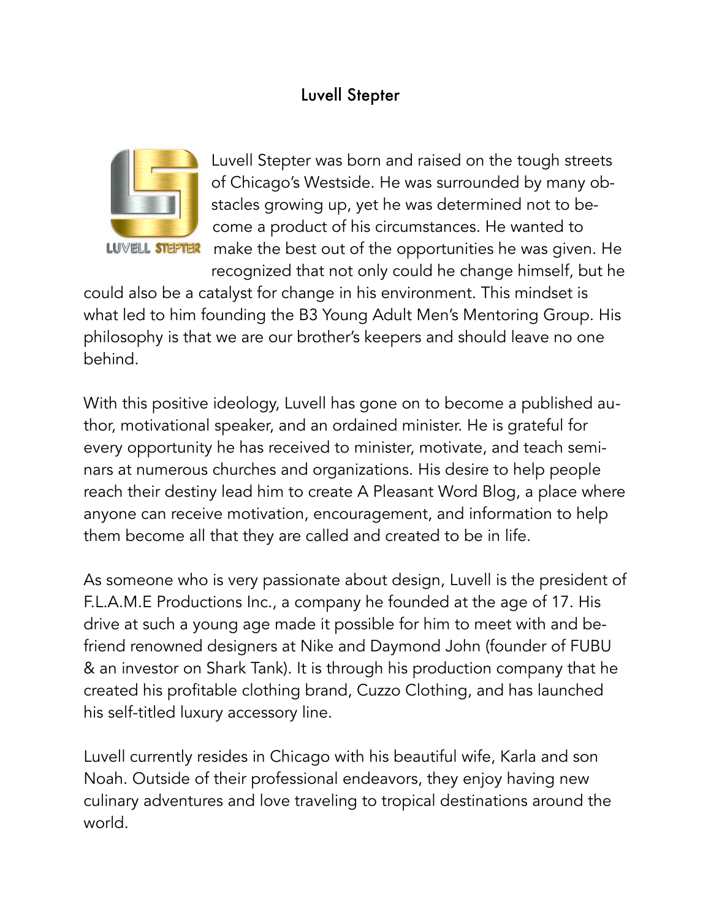# Luvell Stepter

Luvell Stepter was born and raised on the tough streets of Chicago's Westside. He was surrounded by many obstacles growing up, yet he was determined not to become a product of his circumstances. He wanted to make the best out of the opportunities he was given. He recognized that not only could he change himself, but he could also be a catalyst for change in his environment. This mindset is what led to him founding the B3 Young Adult Men's Mentoring Group. His philosophy is that we are our brother's keepers and should leave no one behind.

With this positive ideology, Luvell has gone on to become a published author, motivational speaker, and an ordained minister. He is grateful for every opportunity he has received to minister, motivate, and teach seminars at numerous churches and organizations. His desire to help people reach their destiny lead him to create A Pleasant Word Blog, a place where anyone can receive motivation, encouragement, and information to help them become all that they are called and created to be in life.

As someone who is very passionate about design, Luvell is the president of F.L.A.M.E Productions Inc., a company he founded at the age of 17. His drive at such a young age made it possible for him to meet with and befriend renowned designers at Nike and Daymond John (founder of FUBU & an investor on Shark Tank). It is through his production company that he created his profitable clothing brand, Cuzzo Clothing, and has launched his self-titled luxury accessory line.

Luvell currently resides in Chicago with his beautiful wife, Karla and son Noah. Outside of their professional endeavors, they enjoy having new culinary adventures and love traveling to tropical destinations around the world.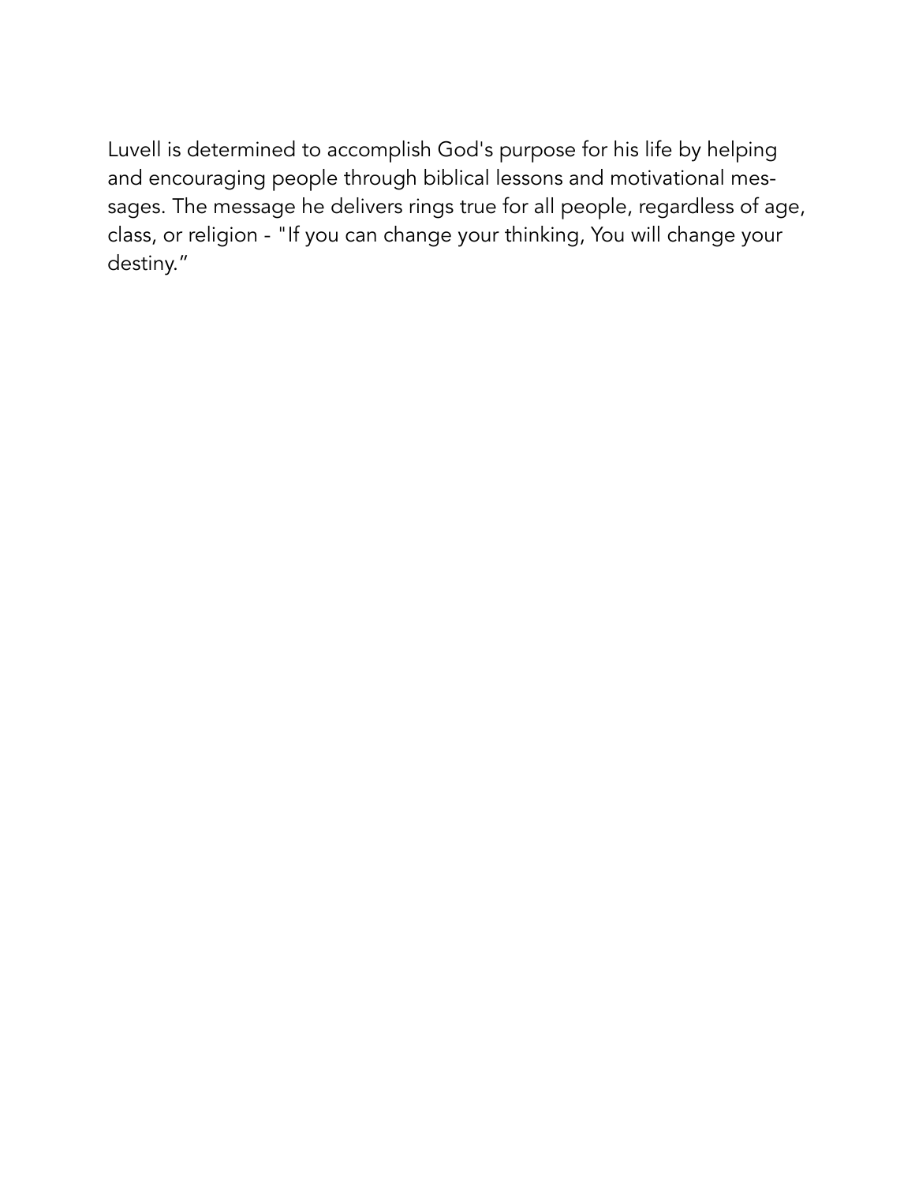Luvell is determined to accomplish God's purpose for his life by helping and encouraging people through biblical lessons and motivational messages. The message he delivers rings true for all people, regardless of age, class, or religion - "If you can change your thinking, You will change your destiny."